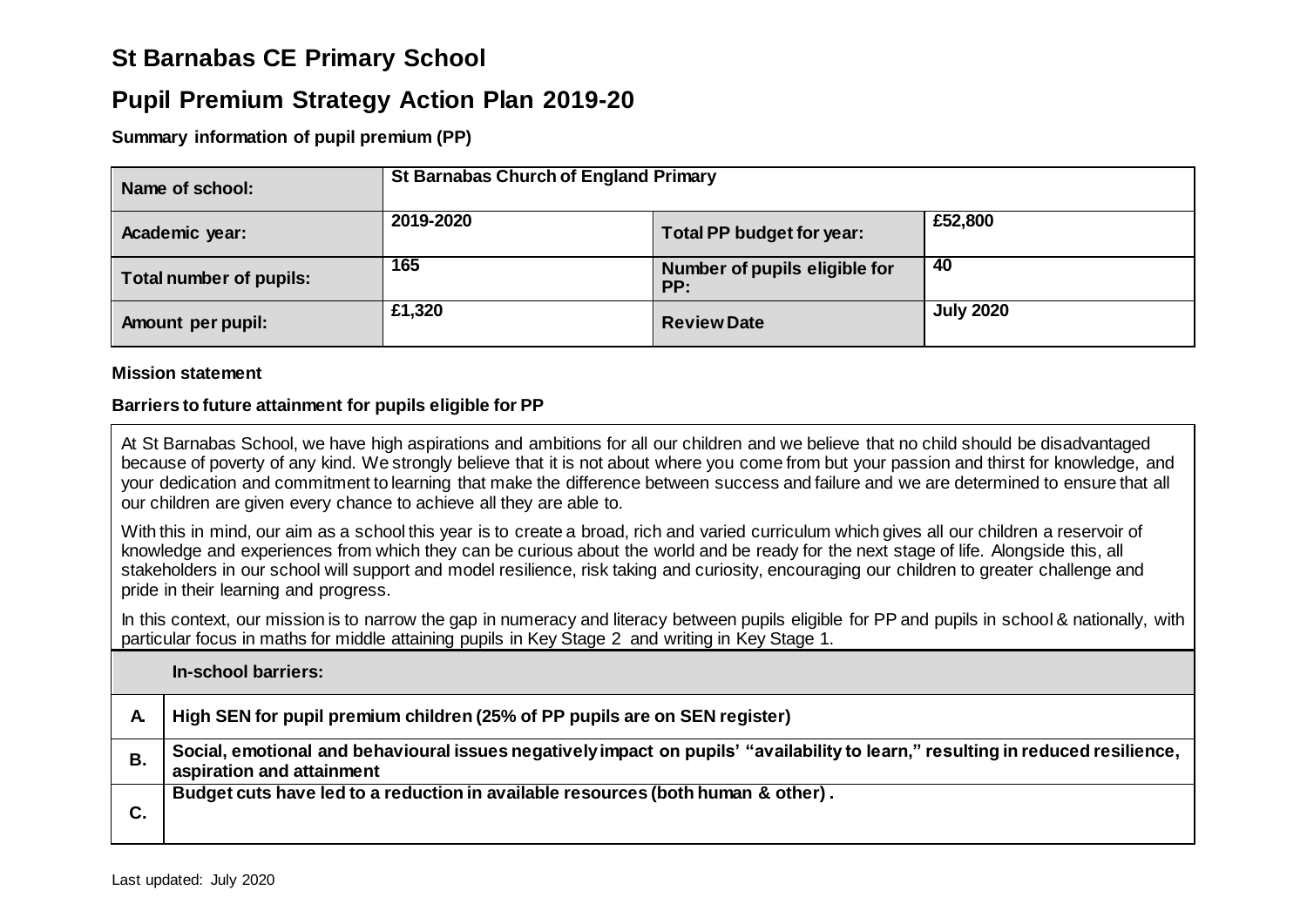# St Barnabas CE Primary School

## Pupil Premium Strategy Action Plan 2019-20

**Summary information of pupil premium (PP)**

| **Name of school:** | **St Barnabas Church of England Primary** | | |
|---|---|---|---|
| **Academic year:** | **2019-2020** | **Total PP budget for year:** | **£52,800** |
| **Total number of pupils:** | **165** | **Number of pupils eligible for PP:** | **40** |
| **Amount per pupil:** | **£1,320** | **Review Date** | **July 2020** |

**Mission statement**

**Barriers to future attainment for pupils eligible for PP**

At St Barnabas School, we have high aspirations and ambitions for all our children and we believe that no child should be disadvantaged because of poverty of any kind. We strongly believe that it is not about where you come from but your passion and thirst for knowledge, and your dedication and commitment to learning that make the difference between success and failure and we are determined to ensure that all our children are given every chance to achieve all they are able to.

With this in mind, our aim as a school this year is to create a broad, rich and varied curriculum which gives all our children a reservoir of knowledge and experiences from which they can be curious about the world and be ready for the next stage of life. Alongside this, all stakeholders in our school will support and model resilience, risk taking and curiosity, encouraging our children to greater challenge and pride in their learning and progress.

In this context, our mission is to narrow the gap in numeracy and literacy between pupils eligible for PP and pupils in school & nationally, with particular focus in maths for middle attaining pupils in Key Stage 2 and writing in Key Stage 1.

| | **In-school barriers:** |
|---|---|
| **A.** | **High SEN for pupil premium children (25% of PP pupils are on SEN register)** |
| **B.** | **Social, emotional and behavioural issues negatively impact on pupils' "availability to learn," resulting in reduced resilience, aspiration and attainment** |
| **C.** | **Budget cuts have led to a reduction in available resources (both human & other) .** |

Last updated: July 2020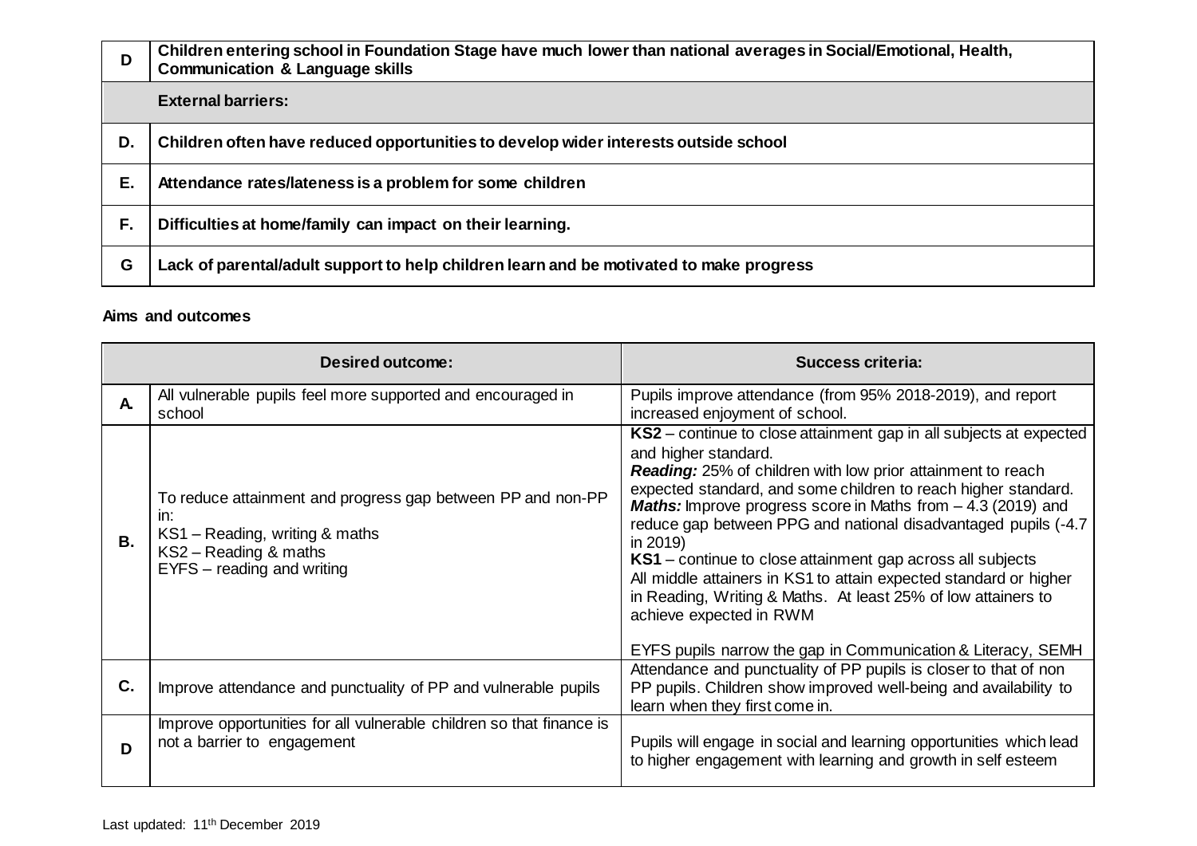| | |
|---|---|
| **D** | **Children entering school in Foundation Stage have much lower than national averages in Social/Emotional, Health, Communication & Language skills** |
| | **External barriers:** |
| **D.** | **Children often have reduced opportunities to develop wider interests outside school** |
| **E.** | **Attendance rates/lateness is a problem for some children** |
| **F.** | **Difficulties at home/family can impact on their learning.** |
| **G** | **Lack of parental/adult support to help children learn and be motivated to make progress** |

**Aims and outcomes**

| | Desired outcome: | Success criteria: |
|---|---|---|
| **A.** | All vulnerable pupils feel more supported and encouraged in school | Pupils improve attendance (from 95% 2018-2019), and report increased enjoyment of school. |
| **B.** | To reduce attainment and progress gap between PP and non-PP in:<br>KS1 – Reading, writing & maths<br>KS2 – Reading & maths<br>EYFS – reading and writing | **KS2** – continue to close attainment gap in all subjects at expected and higher standard.<br>***Reading:*** 25% of children with low prior attainment to reach expected standard, and some children to reach higher standard.<br>***Maths:*** Improve progress score in Maths from – 4.3 (2019) and reduce gap between PPG and national disadvantaged pupils (-4.7 in 2019)<br>**KS1** – continue to close attainment gap across all subjects<br>All middle attainers in KS1 to attain expected standard or higher in Reading, Writing & Maths. At least 25% of low attainers to achieve expected in RWM<br><br>EYFS pupils narrow the gap in Communication & Literacy, SEMH |
| **C.** | Improve attendance and punctuality of PP and vulnerable pupils | Attendance and punctuality of PP pupils is closer to that of non PP pupils. Children show improved well-being and availability to learn when they first come in. |
| **D** | Improve opportunities for all vulnerable children so that finance is not a barrier to engagement | Pupils will engage in social and learning opportunities which lead to higher engagement with learning and growth in self esteem |

Last updated: 11th December 2019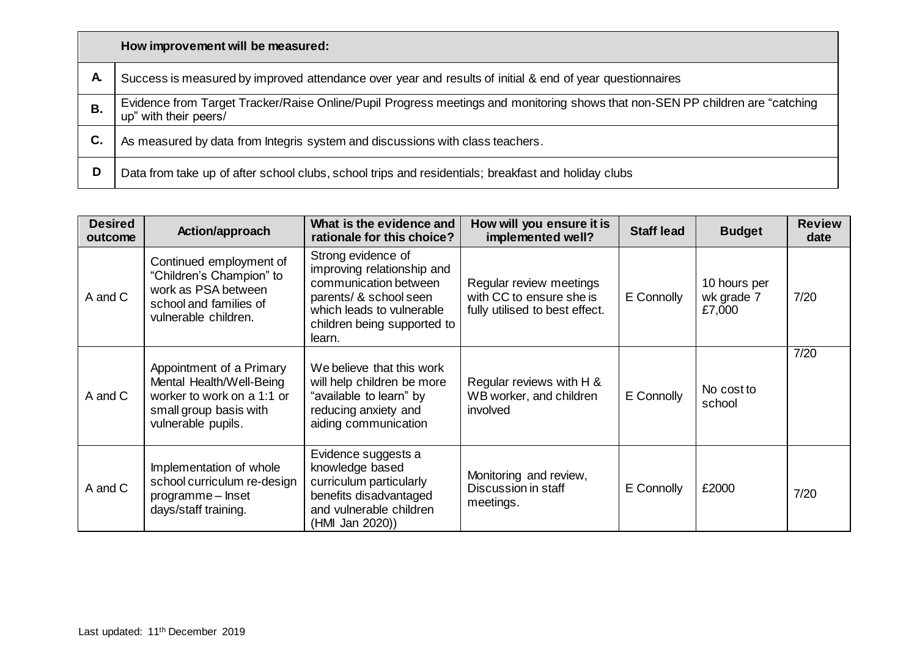| | How improvement will be measured: |
|---|---|
| A. | Success is measured by improved attendance over year and results of initial & end of year questionnaires |
| B. | Evidence from Target Tracker/Raise Online/Pupil Progress meetings and monitoring shows that non-SEN PP children are "catching up" with their peers/ |
| C. | As measured by data from Integris system and discussions with class teachers. |
| D | Data from take up of after school clubs, school trips and residentials; breakfast and holiday clubs |

| Desired outcome | Action/approach | What is the evidence and rationale for this choice? | How will you ensure it is implemented well? | Staff lead | Budget | Review date |
|---|---|---|---|---|---|---|
| A and C | Continued employment of "Children's Champion" to work as PSA between school and families of vulnerable children. | Strong evidence of improving relationship and communication between parents/ & school seen which leads to vulnerable children being supported to learn. | Regular review meetings with CC to ensure she is fully utilised to best effect. | E Connolly | 10 hours per wk grade 7 £7,000 | 7/20 |
| A and C | Appointment of a Primary Mental Health/Well-Being worker to work on a 1:1 or small group basis with vulnerable pupils. | We believe that this work will help children be more "available to learn" by reducing anxiety and aiding communication | Regular reviews with H & WB worker, and children involved | E Connolly | No cost to school | 7/20 |
| A and C | Implementation of whole school curriculum re-design programme – Inset days/staff training. | Evidence suggests a knowledge based curriculum particularly benefits disadvantaged and vulnerable children (HMI Jan 2020)) | Monitoring and review, Discussion in staff meetings. | E Connolly | £2000 | 7/20 |

Last updated: 11th December 2019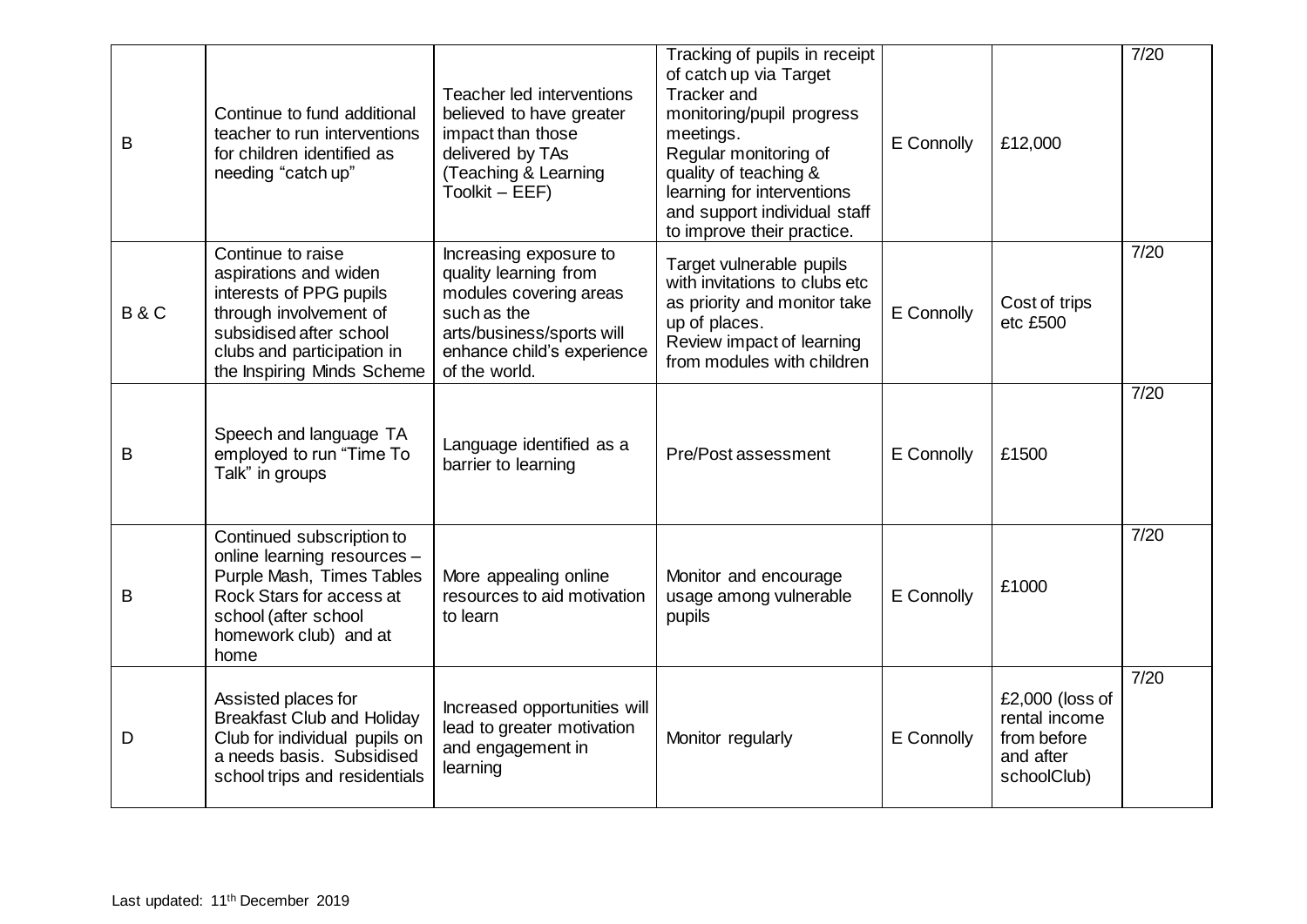| | | | | | | |
|---|---|---|---|---|---|---|
| B | Continue to fund additional teacher to run interventions for children identified as needing "catch up" | Teacher led interventions believed to have greater impact than those delivered by TAs (Teaching & Learning Toolkit – EEF) | Tracking of pupils in receipt of catch up via Target Tracker and monitoring/pupil progress meetings. Regular monitoring of quality of teaching & learning for interventions and support individual staff to improve their practice. | E Connolly | £12,000 | 7/20 |
| B & C | Continue to raise aspirations and widen interests of PPG pupils through involvement of subsidised after school clubs and participation in the Inspiring Minds Scheme | Increasing exposure to quality learning from modules covering areas such as the arts/business/sports will enhance child's experience of the world. | Target vulnerable pupils with invitations to clubs etc as priority and monitor take up of places. Review impact of learning from modules with children | E Connolly | Cost of trips etc £500 | 7/20 |
| B | Speech and language TA employed to run "Time To Talk" in groups | Language identified as a barrier to learning | Pre/Post assessment | E Connolly | £1500 | 7/20 |
| B | Continued subscription to online learning resources – Purple Mash, Times Tables Rock Stars for access at school (after school homework club) and at home | More appealing online resources to aid motivation to learn | Monitor and encourage usage among vulnerable pupils | E Connolly | £1000 | 7/20 |
| D | Assisted places for Breakfast Club and Holiday Club for individual pupils on a needs basis. Subsidised school trips and residentials | Increased opportunities will lead to greater motivation and engagement in learning | Monitor regularly | E Connolly | £2,000 (loss of rental income from before and after schoolClub) | 7/20 |

Last updated: 11th December 2019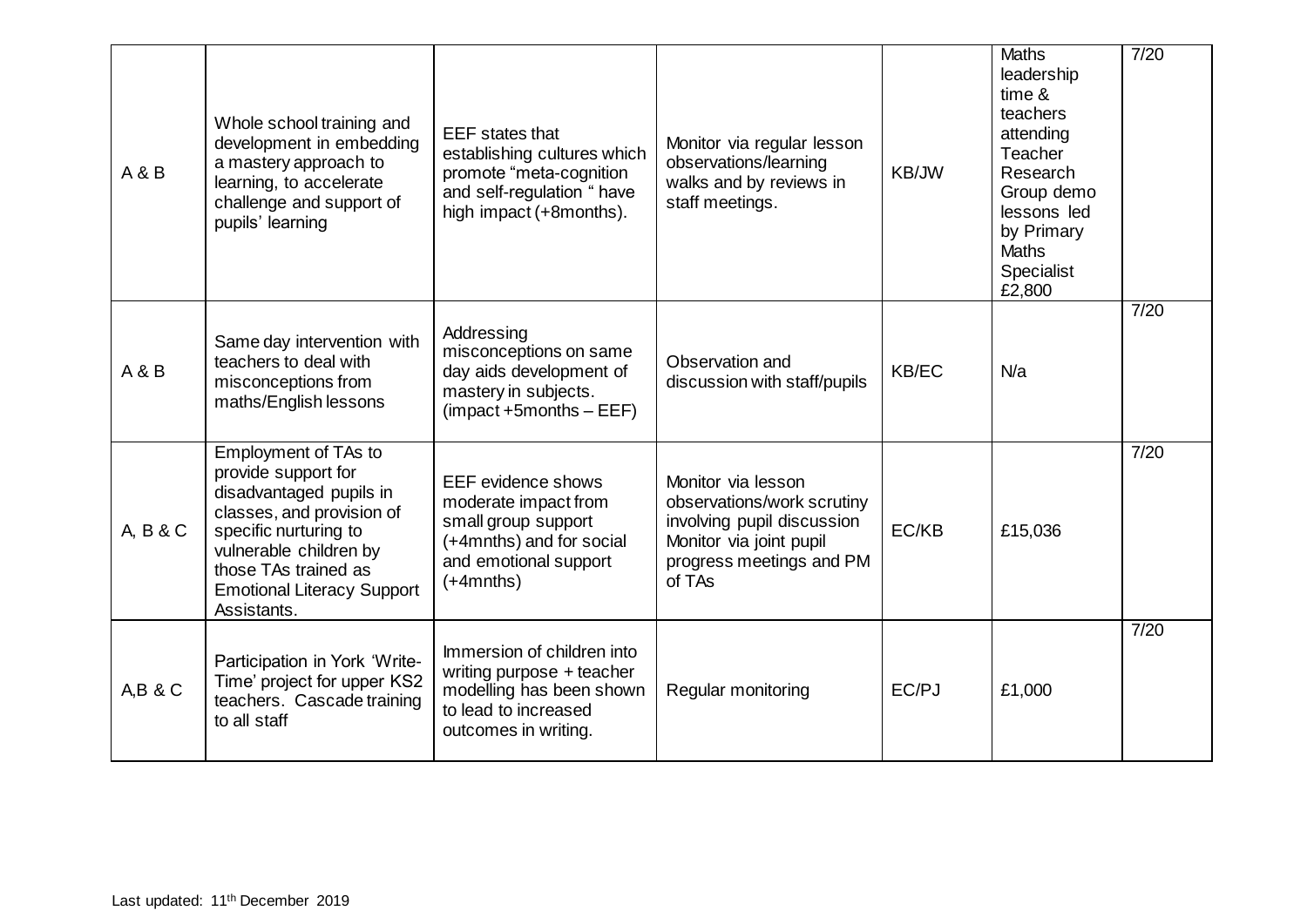| | | | | | | |
|---|---|---|---|---|---|---|
| A & B | Whole school training and development in embedding a mastery approach to learning, to accelerate challenge and support of pupils' learning | EEF states that establishing cultures which promote "meta-cognition and self-regulation " have high impact (+8months). | Monitor via regular lesson observations/learning walks and by reviews in staff meetings. | KB/JW | Maths leadership time & teachers attending Teacher Research Group demo lessons led by Primary Maths Specialist £2,800 | 7/20 |
| A & B | Same day intervention with teachers to deal with misconceptions from maths/English lessons | Addressing misconceptions on same day aids development of mastery in subjects. (impact +5months – EEF) | Observation and discussion with staff/pupils | KB/EC | N/a | 7/20 |
| A, B & C | Employment of TAs to provide support for disadvantaged pupils in classes, and provision of specific nurturing to vulnerable children by those TAs trained as Emotional Literacy Support Assistants. | EEF evidence shows moderate impact from small group support (+4mnths) and for social and emotional support (+4mnths) | Monitor via lesson observations/work scrutiny involving pupil discussion Monitor via joint pupil progress meetings and PM of TAs | EC/KB | £15,036 | 7/20 |
| A,B & C | Participation in York 'Write-Time' project for upper KS2 teachers. Cascade training to all staff | Immersion of children into writing purpose + teacher modelling has been shown to lead to increased outcomes in writing. | Regular monitoring | EC/PJ | £1,000 | 7/20 |

Last updated: 11th December 2019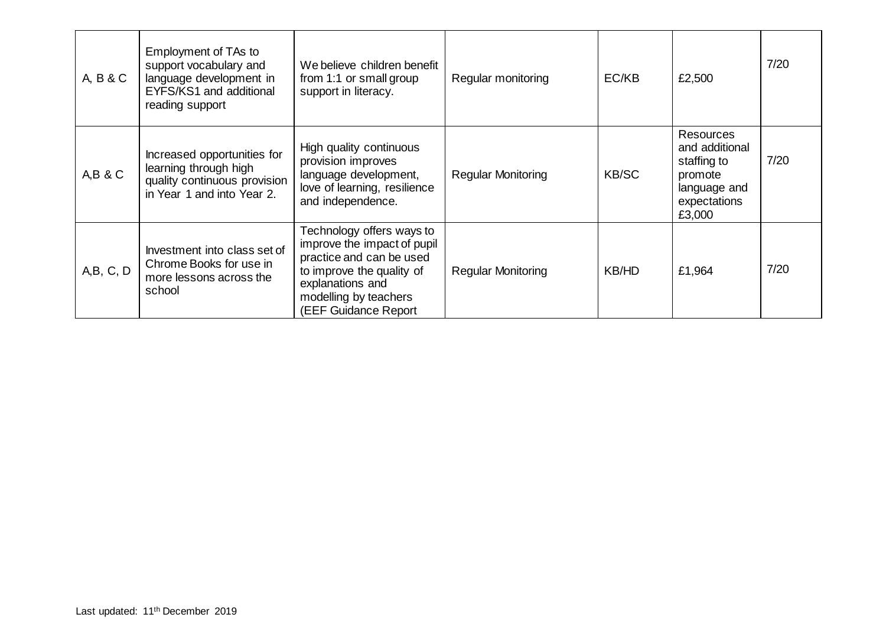| | | | | | | |
|---|---|---|---|---|---|---|
| A, B & C | Employment of TAs to support vocabulary and language development in EYFS/KS1 and additional reading support | We believe children benefit from 1:1 or small group support in literacy. | Regular monitoring | EC/KB | £2,500 | 7/20 |
| A,B & C | Increased opportunities for learning through high quality continuous provision in Year 1 and into Year 2. | High quality continuous provision improves language development, love of learning, resilience and independence. | Regular Monitoring | KB/SC | Resources and additional staffing to promote language and expectations £3,000 | 7/20 |
| A,B, C, D | Investment into class set of Chrome Books for use in more lessons across the school | Technology offers ways to improve the impact of pupil practice and can be used to improve the quality of explanations and modelling by teachers (EEF Guidance Report | Regular Monitoring | KB/HD | £1,964 | 7/20 |

Last updated: 11th December 2019